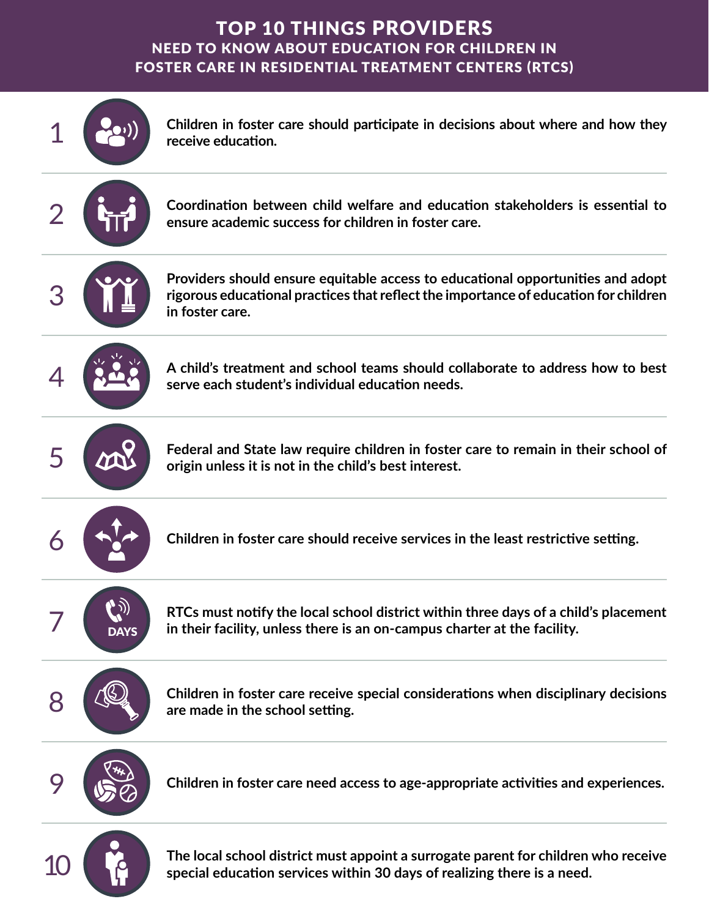# TOP 10 THINGS PROVIDERS

## NEED TO KNOW ABOUT EDUCATION FOR CHILDREN IN FOSTER CARE IN RESIDENTIAL TREATMENT CENTERS (RTCS)

1. **Children in foster care should participate in decisions about where and how they receive education.**

2. **Coordination between child welfare and education stakeholders is essential to ensure academic success for children in foster care.**

3. **Providers should ensure equitable access to educational opportunities and adopt rigorous educational practices that reflect the importance of education for children in foster care.**

4. **A child's treatment and school teams should collaborate to address how to best serve each student's individual education needs.**

5. **Federal and State law require children in foster care to remain in their school of origin unless it is not in the child's best interest.**

6. **Children in foster care should receive services in the least restrictive setting.**

7. **RTCs must notify the local school district within three days of a child's placement in their facility, unless there is an on-campus charter at the facility.**

8. **Children in foster care receive special considerations when disciplinary decisions are made in the school setting.**

9. **Children in foster care need access to age-appropriate activities and experiences.**

10. **The local school district must appoint a surrogate parent for children who receive special education services within 30 days of realizing there is a need.**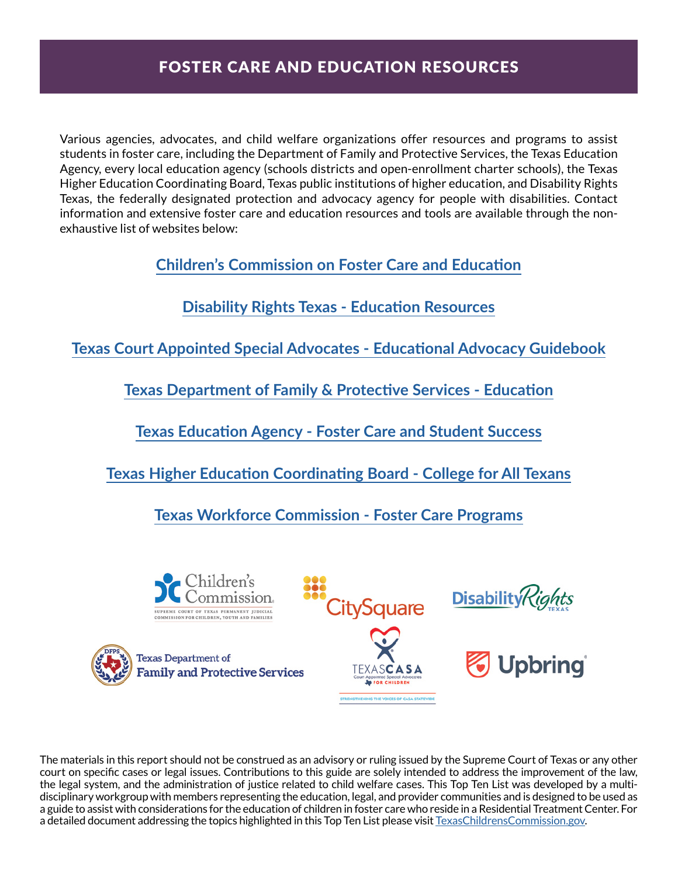# FOSTER CARE AND EDUCATION RESOURCES

Various agencies, advocates, and child welfare organizations offer resources and programs to assist students in foster care, including the Department of Family and Protective Services, the Texas Education Agency, every local education agency (schools districts and open-enrollment charter schools), the Texas Higher Education Coordinating Board, Texas public institutions of higher education, and Disability Rights Texas, the federally designated protection and advocacy agency for people with disabilities. Contact information and extensive foster care and education resources and tools are available through the non-exhaustive list of websites below:

**Children's Commission on Foster Care and Education**

**Disability Rights Texas - Education Resources**

**Texas Court Appointed Special Advocates - Educational Advocacy Guidebook**

**Texas Department of Family & Protective Services - Education**

**Texas Education Agency - Foster Care and Student Success**

**Texas Higher Education Coordinating Board - College for All Texans**

**Texas Workforce Commission - Foster Care Programs**

The materials in this report should not be construed as an advisory or ruling issued by the Supreme Court of Texas or any other court on specific cases or legal issues. Contributions to this guide are solely intended to address the improvement of the law, the legal system, and the administration of justice related to child welfare cases. This Top Ten List was developed by a multi-disciplinary workgroup with members representing the education, legal, and provider communities and is designed to be used as a guide to assist with considerations for the education of children in foster care who reside in a Residential Treatment Center. For a detailed document addressing the topics highlighted in this Top Ten List please visit TexasChildrensCommission.gov.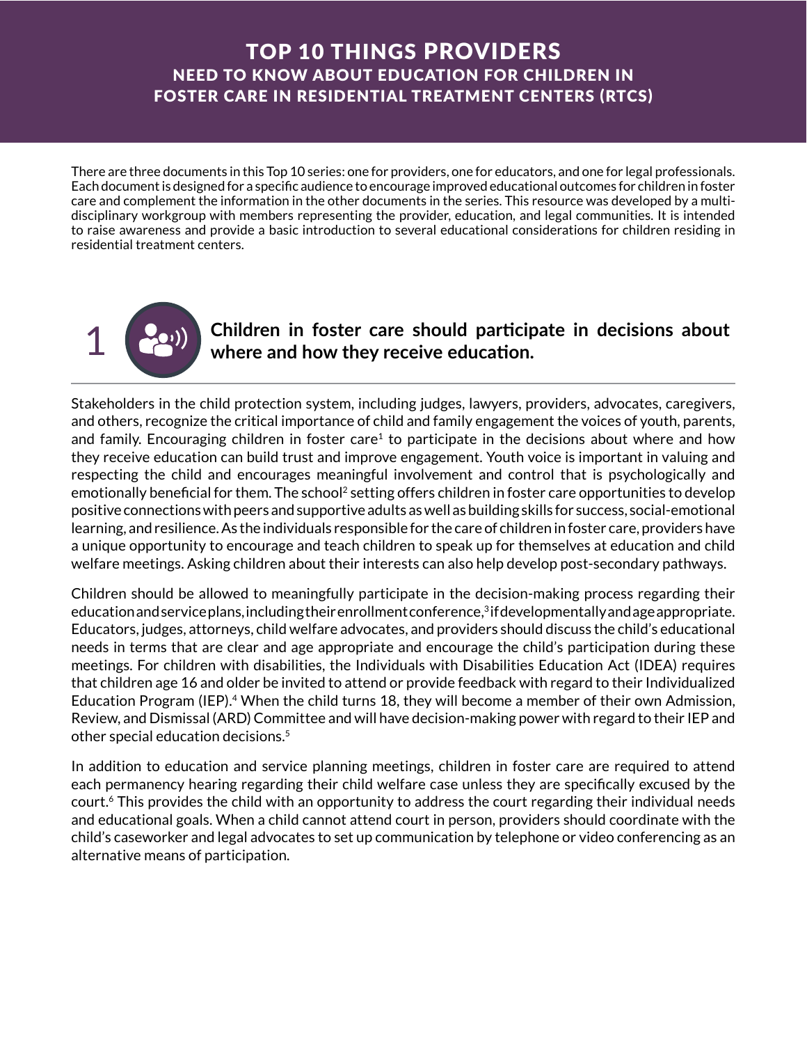# TOP 10 THINGS PROVIDERS
## NEED TO KNOW ABOUT EDUCATION FOR CHILDREN IN FOSTER CARE IN RESIDENTIAL TREATMENT CENTERS (RTCS)

There are three documents in this Top 10 series: one for providers, one for educators, and one for legal professionals. Each document is designed for a specific audience to encourage improved educational outcomes for children in foster care and complement the information in the other documents in the series. This resource was developed by a multi-disciplinary workgroup with members representing the provider, education, and legal communities. It is intended to raise awareness and provide a basic introduction to several educational considerations for children residing in residential treatment centers.

## 1 Children in foster care should participate in decisions about where and how they receive education.

Stakeholders in the child protection system, including judges, lawyers, providers, advocates, caregivers, and others, recognize the critical importance of child and family engagement the voices of youth, parents, and family. Encouraging children in foster care[1] to participate in the decisions about where and how they receive education can build trust and improve engagement. Youth voice is important in valuing and respecting the child and encourages meaningful involvement and control that is psychologically and emotionally beneficial for them. The school[2] setting offers children in foster care opportunities to develop positive connections with peers and supportive adults as well as building skills for success, social-emotional learning, and resilience. As the individuals responsible for the care of children in foster care, providers have a unique opportunity to encourage and teach children to speak up for themselves at education and child welfare meetings. Asking children about their interests can also help develop post-secondary pathways.

Children should be allowed to meaningfully participate in the decision-making process regarding their education and service plans, including their enrollment conference,[3] if developmentally and age appropriate. Educators, judges, attorneys, child welfare advocates, and providers should discuss the child's educational needs in terms that are clear and age appropriate and encourage the child's participation during these meetings. For children with disabilities, the Individuals with Disabilities Education Act (IDEA) requires that children age 16 and older be invited to attend or provide feedback with regard to their Individualized Education Program (IEP).[4] When the child turns 18, they will become a member of their own Admission, Review, and Dismissal (ARD) Committee and will have decision-making power with regard to their IEP and other special education decisions.[5]

In addition to education and service planning meetings, children in foster care are required to attend each permanency hearing regarding their child welfare case unless they are specifically excused by the court.[6] This provides the child with an opportunity to address the court regarding their individual needs and educational goals. When a child cannot attend court in person, providers should coordinate with the child's caseworker and legal advocates to set up communication by telephone or video conferencing as an alternative means of participation.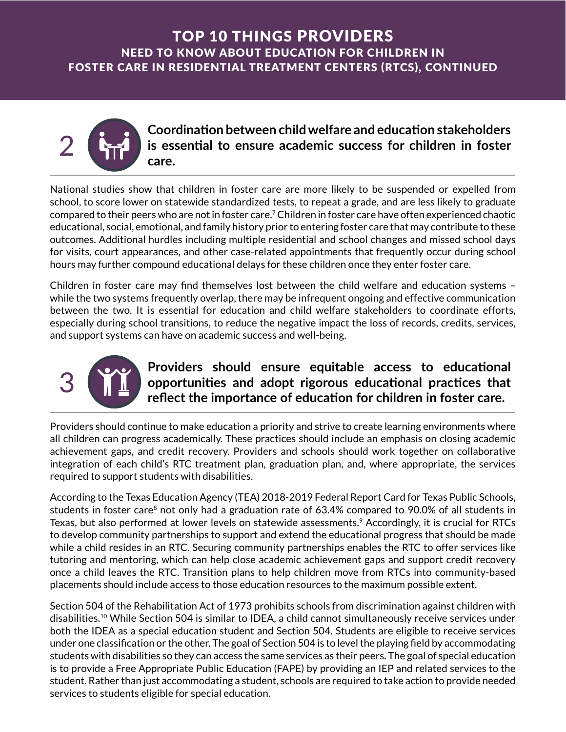# TOP 10 THINGS PROVIDERS NEED TO KNOW ABOUT EDUCATION FOR CHILDREN IN FOSTER CARE IN RESIDENTIAL TREATMENT CENTERS (RTCS), CONTINUED

## 2 Coordination between child welfare and education stakeholders is essential to ensure academic success for children in foster care.

National studies show that children in foster care are more likely to be suspended or expelled from school, to score lower on statewide standardized tests, to repeat a grade, and are less likely to graduate compared to their peers who are not in foster care.[7] Children in foster care have often experienced chaotic educational, social, emotional, and family history prior to entering foster care that may contribute to these outcomes. Additional hurdles including multiple residential and school changes and missed school days for visits, court appearances, and other case-related appointments that frequently occur during school hours may further compound educational delays for these children once they enter foster care.

Children in foster care may find themselves lost between the child welfare and education systems – while the two systems frequently overlap, there may be infrequent ongoing and effective communication between the two. It is essential for education and child welfare stakeholders to coordinate efforts, especially during school transitions, to reduce the negative impact the loss of records, credits, services, and support systems can have on academic success and well-being.

## 3 Providers should ensure equitable access to educational opportunities and adopt rigorous educational practices that reflect the importance of education for children in foster care.

Providers should continue to make education a priority and strive to create learning environments where all children can progress academically. These practices should include an emphasis on closing academic achievement gaps, and credit recovery. Providers and schools should work together on collaborative integration of each child's RTC treatment plan, graduation plan, and, where appropriate, the services required to support students with disabilities.

According to the Texas Education Agency (TEA) 2018-2019 Federal Report Card for Texas Public Schools, students in foster care[8] not only had a graduation rate of 63.4% compared to 90.0% of all students in Texas, but also performed at lower levels on statewide assessments.[9] Accordingly, it is crucial for RTCs to develop community partnerships to support and extend the educational progress that should be made while a child resides in an RTC. Securing community partnerships enables the RTC to offer services like tutoring and mentoring, which can help close academic achievement gaps and support credit recovery once a child leaves the RTC. Transition plans to help children move from RTCs into community-based placements should include access to those education resources to the maximum possible extent.

Section 504 of the Rehabilitation Act of 1973 prohibits schools from discrimination against children with disabilities.[10] While Section 504 is similar to IDEA, a child cannot simultaneously receive services under both the IDEA as a special education student and Section 504. Students are eligible to receive services under one classification or the other. The goal of Section 504 is to level the playing field by accommodating students with disabilities so they can access the same services as their peers. The goal of special education is to provide a Free Appropriate Public Education (FAPE) by providing an IEP and related services to the student. Rather than just accommodating a student, schools are required to take action to provide needed services to students eligible for special education.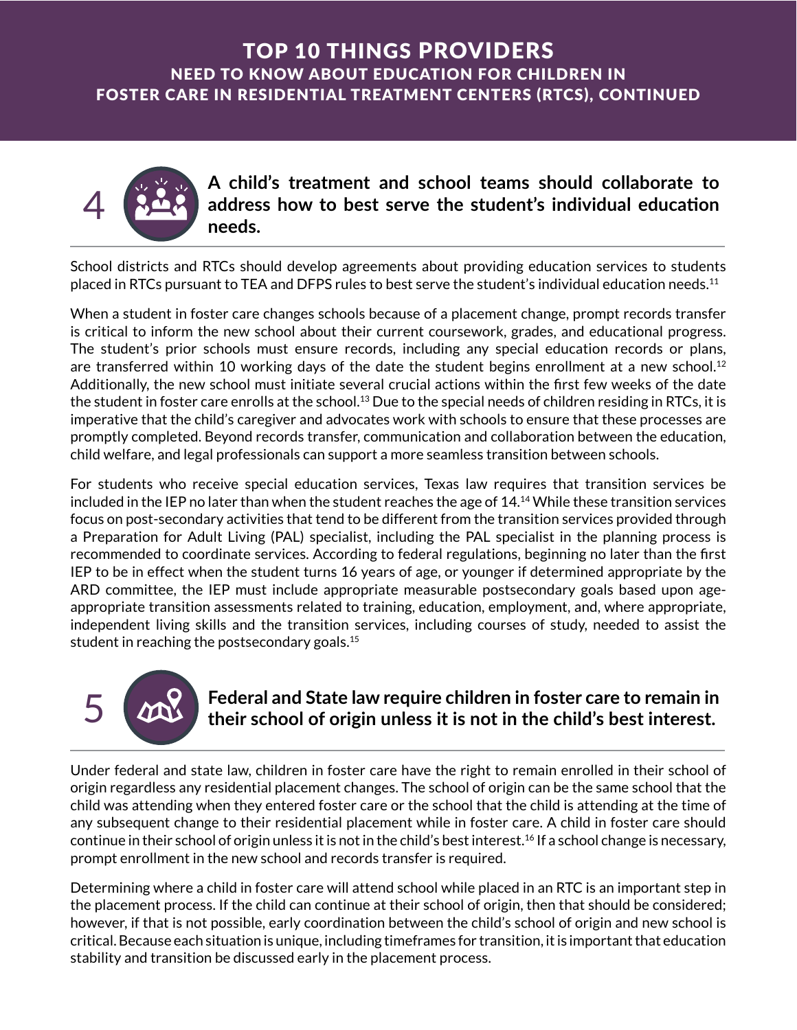# TOP 10 THINGS PROVIDERS

## NEED TO KNOW ABOUT EDUCATION FOR CHILDREN IN FOSTER CARE IN RESIDENTIAL TREATMENT CENTERS (RTCS), CONTINUED

### 4 A child's treatment and school teams should collaborate to address how to best serve the student's individual education needs.

School districts and RTCs should develop agreements about providing education services to students placed in RTCs pursuant to TEA and DFPS rules to best serve the student's individual education needs.[11]

When a student in foster care changes schools because of a placement change, prompt records transfer is critical to inform the new school about their current coursework, grades, and educational progress. The student's prior schools must ensure records, including any special education records or plans, are transferred within 10 working days of the date the student begins enrollment at a new school.[12] Additionally, the new school must initiate several crucial actions within the first few weeks of the date the student in foster care enrolls at the school.[13] Due to the special needs of children residing in RTCs, it is imperative that the child's caregiver and advocates work with schools to ensure that these processes are promptly completed. Beyond records transfer, communication and collaboration between the education, child welfare, and legal professionals can support a more seamless transition between schools.

For students who receive special education services, Texas law requires that transition services be included in the IEP no later than when the student reaches the age of 14.[14] While these transition services focus on post-secondary activities that tend to be different from the transition services provided through a Preparation for Adult Living (PAL) specialist, including the PAL specialist in the planning process is recommended to coordinate services. According to federal regulations, beginning no later than the first IEP to be in effect when the student turns 16 years of age, or younger if determined appropriate by the ARD committee, the IEP must include appropriate measurable postsecondary goals based upon age-appropriate transition assessments related to training, education, employment, and, where appropriate, independent living skills and the transition services, including courses of study, needed to assist the student in reaching the postsecondary goals.[15]

### 5 Federal and State law require children in foster care to remain in their school of origin unless it is not in the child's best interest.

Under federal and state law, children in foster care have the right to remain enrolled in their school of origin regardless any residential placement changes. The school of origin can be the same school that the child was attending when they entered foster care or the school that the child is attending at the time of any subsequent change to their residential placement while in foster care. A child in foster care should continue in their school of origin unless it is not in the child's best interest.[16] If a school change is necessary, prompt enrollment in the new school and records transfer is required.

Determining where a child in foster care will attend school while placed in an RTC is an important step in the placement process. If the child can continue at their school of origin, then that should be considered; however, if that is not possible, early coordination between the child's school of origin and new school is critical. Because each situation is unique, including timeframes for transition, it is important that education stability and transition be discussed early in the placement process.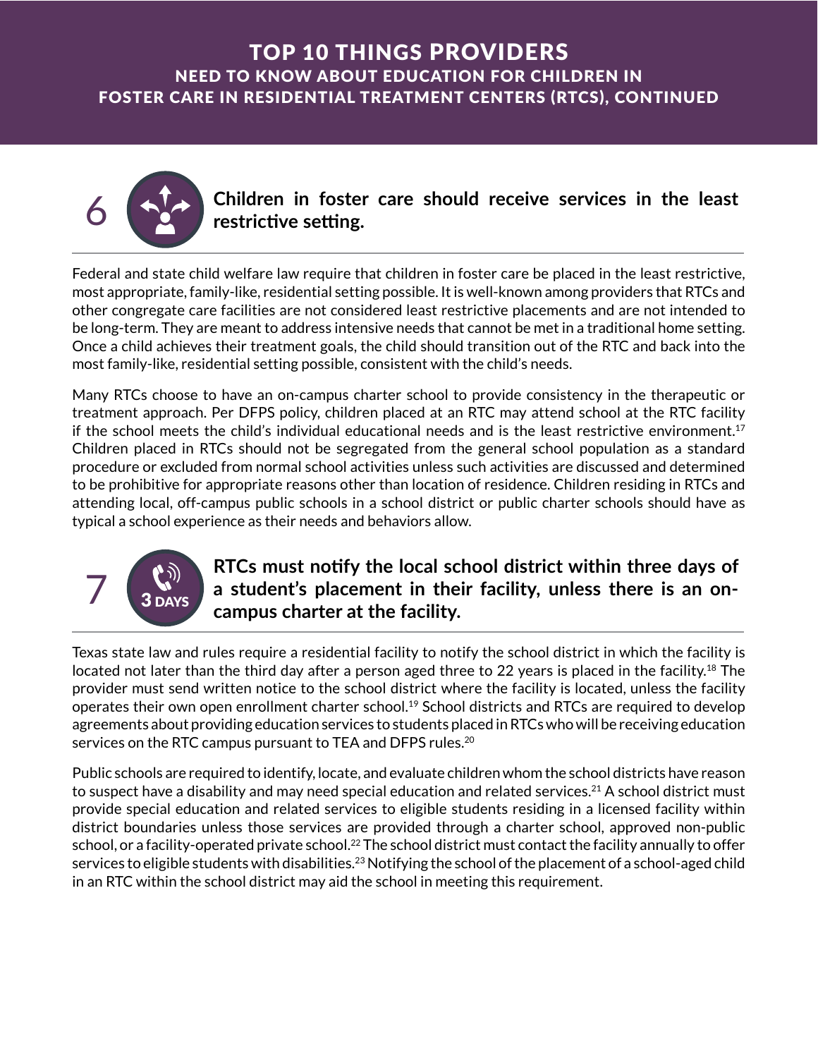# TOP 10 THINGS PROVIDERS
## NEED TO KNOW ABOUT EDUCATION FOR CHILDREN IN FOSTER CARE IN RESIDENTIAL TREATMENT CENTERS (RTCS), CONTINUED

### 6 Children in foster care should receive services in the least restrictive setting.

Federal and state child welfare law require that children in foster care be placed in the least restrictive, most appropriate, family-like, residential setting possible. It is well-known among providers that RTCs and other congregate care facilities are not considered least restrictive placements and are not intended to be long-term. They are meant to address intensive needs that cannot be met in a traditional home setting. Once a child achieves their treatment goals, the child should transition out of the RTC and back into the most family-like, residential setting possible, consistent with the child's needs.

Many RTCs choose to have an on-campus charter school to provide consistency in the therapeutic or treatment approach. Per DFPS policy, children placed at an RTC may attend school at the RTC facility if the school meets the child's individual educational needs and is the least restrictive environment.[17] Children placed in RTCs should not be segregated from the general school population as a standard procedure or excluded from normal school activities unless such activities are discussed and determined to be prohibitive for appropriate reasons other than location of residence. Children residing in RTCs and attending local, off-campus public schools in a school district or public charter schools should have as typical a school experience as their needs and behaviors allow.

### 7 RTCs must notify the local school district within three days of a student's placement in their facility, unless there is an on-campus charter at the facility.

3 DAYS

Texas state law and rules require a residential facility to notify the school district in which the facility is located not later than the third day after a person aged three to 22 years is placed in the facility.[18] The provider must send written notice to the school district where the facility is located, unless the facility operates their own open enrollment charter school.[19] School districts and RTCs are required to develop agreements about providing education services to students placed in RTCs who will be receiving education services on the RTC campus pursuant to TEA and DFPS rules.[20]

Public schools are required to identify, locate, and evaluate children whom the school districts have reason to suspect have a disability and may need special education and related services.[21] A school district must provide special education and related services to eligible students residing in a licensed facility within district boundaries unless those services are provided through a charter school, approved non-public school, or a facility-operated private school.[22] The school district must contact the facility annually to offer services to eligible students with disabilities.[23] Notifying the school of the placement of a school-aged child in an RTC within the school district may aid the school in meeting this requirement.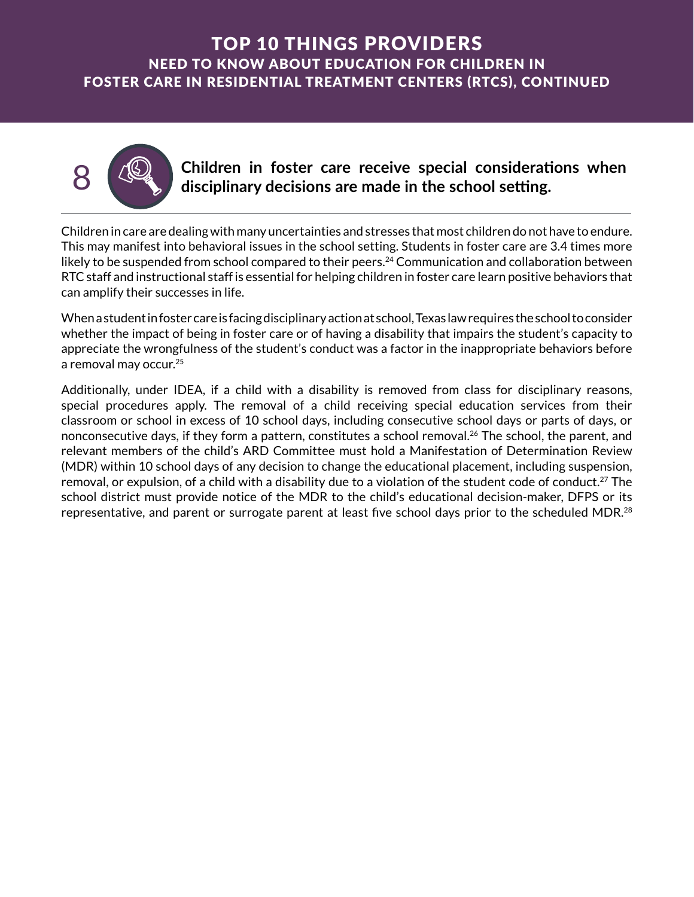# TOP 10 THINGS PROVIDERS NEED TO KNOW ABOUT EDUCATION FOR CHILDREN IN FOSTER CARE IN RESIDENTIAL TREATMENT CENTERS (RTCS), CONTINUED

## 8 Children in foster care receive special considerations when disciplinary decisions are made in the school setting.

Children in care are dealing with many uncertainties and stresses that most children do not have to endure. This may manifest into behavioral issues in the school setting. Students in foster care are 3.4 times more likely to be suspended from school compared to their peers.[24] Communication and collaboration between RTC staff and instructional staff is essential for helping children in foster care learn positive behaviors that can amplify their successes in life.

When a student in foster care is facing disciplinary action at school, Texas law requires the school to consider whether the impact of being in foster care or of having a disability that impairs the student's capacity to appreciate the wrongfulness of the student's conduct was a factor in the inappropriate behaviors before a removal may occur.[25]

Additionally, under IDEA, if a child with a disability is removed from class for disciplinary reasons, special procedures apply. The removal of a child receiving special education services from their classroom or school in excess of 10 school days, including consecutive school days or parts of days, or nonconsecutive days, if they form a pattern, constitutes a school removal.[26] The school, the parent, and relevant members of the child's ARD Committee must hold a Manifestation of Determination Review (MDR) within 10 school days of any decision to change the educational placement, including suspension, removal, or expulsion, of a child with a disability due to a violation of the student code of conduct.[27] The school district must provide notice of the MDR to the child's educational decision-maker, DFPS or its representative, and parent or surrogate parent at least five school days prior to the scheduled MDR.[28]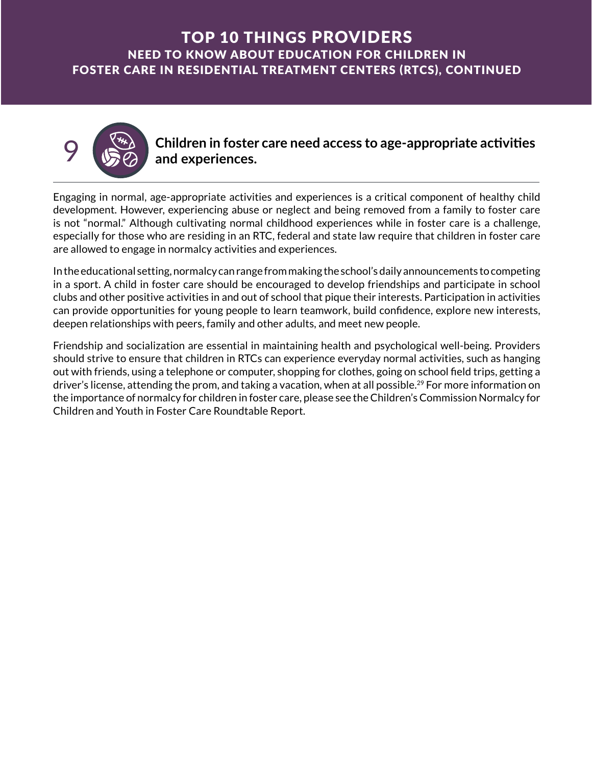# TOP 10 THINGS PROVIDERS NEED TO KNOW ABOUT EDUCATION FOR CHILDREN IN FOSTER CARE IN RESIDENTIAL TREATMENT CENTERS (RTCS), CONTINUED

## 9 Children in foster care need access to age-appropriate activities and experiences.

Engaging in normal, age-appropriate activities and experiences is a critical component of healthy child development. However, experiencing abuse or neglect and being removed from a family to foster care is not "normal." Although cultivating normal childhood experiences while in foster care is a challenge, especially for those who are residing in an RTC, federal and state law require that children in foster care are allowed to engage in normalcy activities and experiences.

In the educational setting, normalcy can range from making the school's daily announcements to competing in a sport. A child in foster care should be encouraged to develop friendships and participate in school clubs and other positive activities in and out of school that pique their interests. Participation in activities can provide opportunities for young people to learn teamwork, build confidence, explore new interests, deepen relationships with peers, family and other adults, and meet new people.

Friendship and socialization are essential in maintaining health and psychological well-being. Providers should strive to ensure that children in RTCs can experience everyday normal activities, such as hanging out with friends, using a telephone or computer, shopping for clothes, going on school field trips, getting a driver's license, attending the prom, and taking a vacation, when at all possible.[29] For more information on the importance of normalcy for children in foster care, please see the Children's Commission Normalcy for Children and Youth in Foster Care Roundtable Report.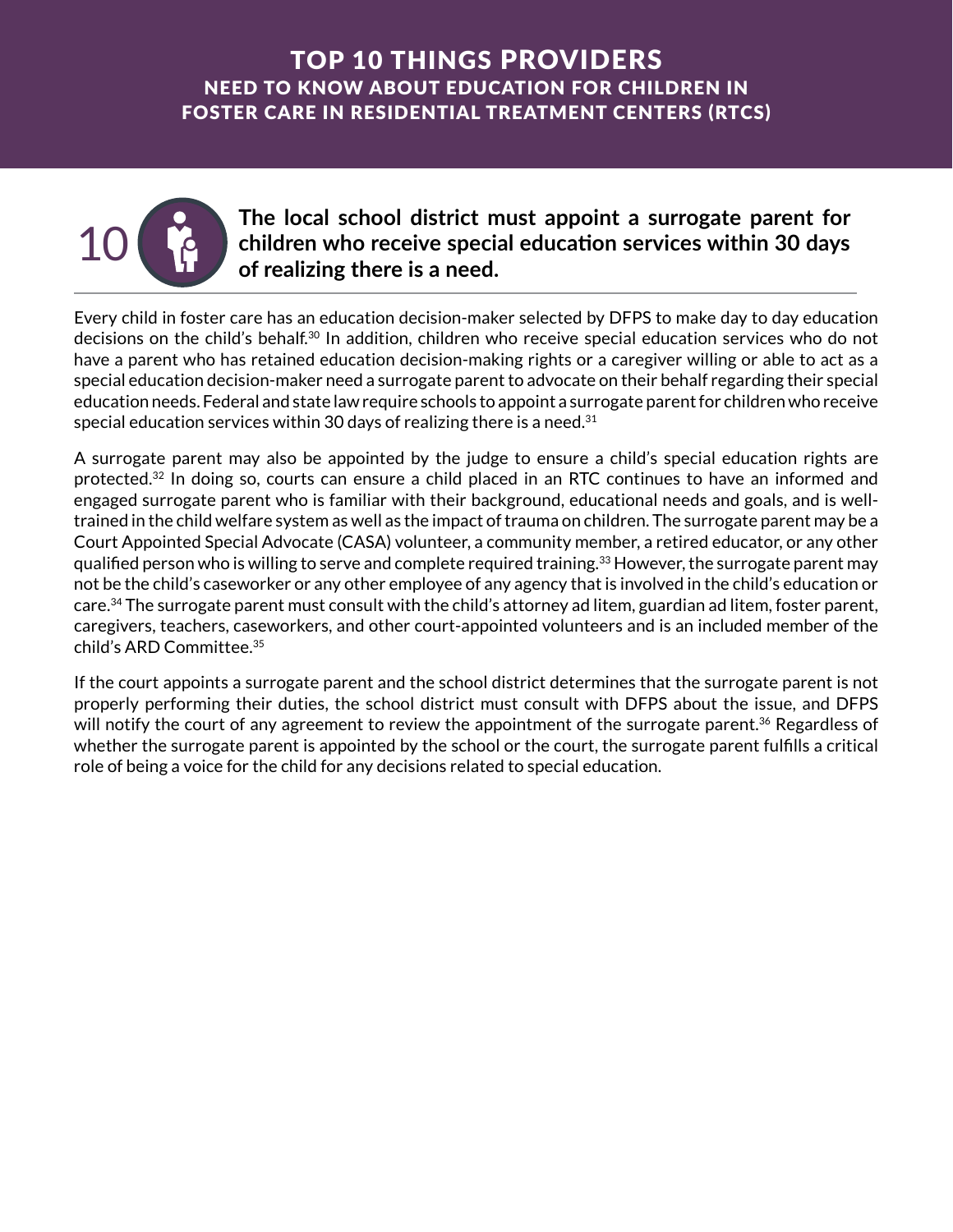# TOP 10 THINGS PROVIDERS

## NEED TO KNOW ABOUT EDUCATION FOR CHILDREN IN FOSTER CARE IN RESIDENTIAL TREATMENT CENTERS (RTCS)

### 10 The local school district must appoint a surrogate parent for children who receive special education services within 30 days of realizing there is a need.

Every child in foster care has an education decision-maker selected by DFPS to make day to day education decisions on the child's behalf.[30] In addition, children who receive special education services who do not have a parent who has retained education decision-making rights or a caregiver willing or able to act as a special education decision-maker need a surrogate parent to advocate on their behalf regarding their special education needs. Federal and state law require schools to appoint a surrogate parent for children who receive special education services within 30 days of realizing there is a need.[31]

A surrogate parent may also be appointed by the judge to ensure a child's special education rights are protected.[32] In doing so, courts can ensure a child placed in an RTC continues to have an informed and engaged surrogate parent who is familiar with their background, educational needs and goals, and is well-trained in the child welfare system as well as the impact of trauma on children. The surrogate parent may be a Court Appointed Special Advocate (CASA) volunteer, a community member, a retired educator, or any other qualified person who is willing to serve and complete required training.[33] However, the surrogate parent may not be the child's caseworker or any other employee of any agency that is involved in the child's education or care.[34] The surrogate parent must consult with the child's attorney ad litem, guardian ad litem, foster parent, caregivers, teachers, caseworkers, and other court-appointed volunteers and is an included member of the child's ARD Committee.[35]

If the court appoints a surrogate parent and the school district determines that the surrogate parent is not properly performing their duties, the school district must consult with DFPS about the issue, and DFPS will notify the court of any agreement to review the appointment of the surrogate parent.[36] Regardless of whether the surrogate parent is appointed by the school or the court, the surrogate parent fulfills a critical role of being a voice for the child for any decisions related to special education.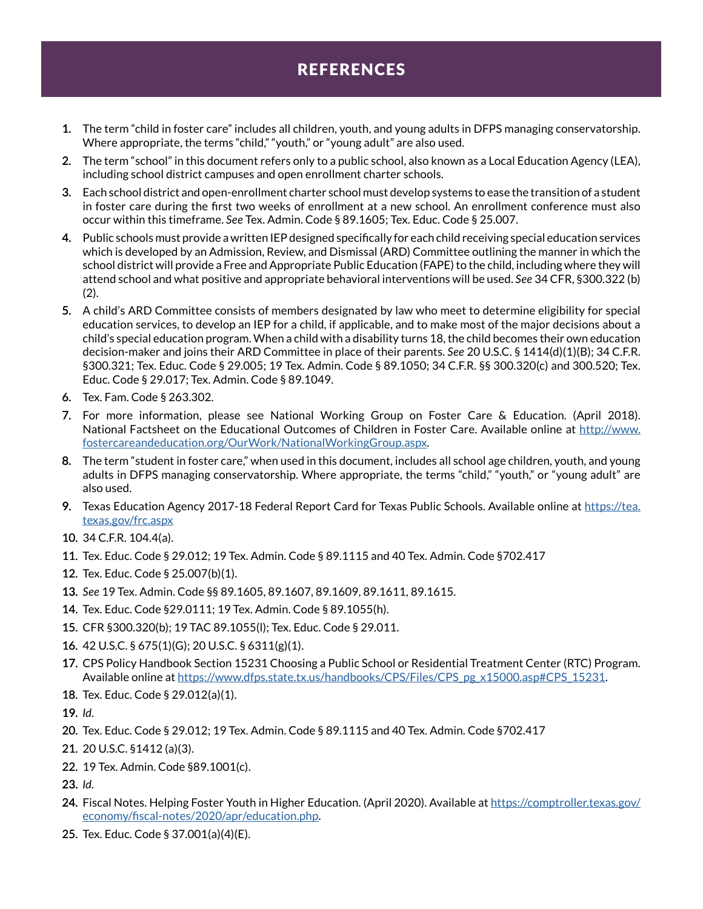# REFERENCES

1. The term "child in foster care" includes all children, youth, and young adults in DFPS managing conservatorship. Where appropriate, the terms "child," "youth," or "young adult" are also used.
2. The term "school" in this document refers only to a public school, also known as a Local Education Agency (LEA), including school district campuses and open enrollment charter schools.
3. Each school district and open-enrollment charter school must develop systems to ease the transition of a student in foster care during the first two weeks of enrollment at a new school. An enrollment conference must also occur within this timeframe. *See* Tex. Admin. Code § 89.1605; Tex. Educ. Code § 25.007.
4. Public schools must provide a written IEP designed specifically for each child receiving special education services which is developed by an Admission, Review, and Dismissal (ARD) Committee outlining the manner in which the school district will provide a Free and Appropriate Public Education (FAPE) to the child, including where they will attend school and what positive and appropriate behavioral interventions will be used. *See* 34 CFR, §300.322 (b)(2).
5. A child's ARD Committee consists of members designated by law who meet to determine eligibility for special education services, to develop an IEP for a child, if applicable, and to make most of the major decisions about a child's special education program. When a child with a disability turns 18, the child becomes their own education decision-maker and joins their ARD Committee in place of their parents. *See* 20 U.S.C. § 1414(d)(1)(B); 34 C.F.R. §300.321; Tex. Educ. Code § 29.005; 19 Tex. Admin. Code § 89.1050; 34 C.F.R. §§ 300.320(c) and 300.520; Tex. Educ. Code § 29.017; Tex. Admin. Code § 89.1049.
6. Tex. Fam. Code § 263.302.
7. For more information, please see National Working Group on Foster Care & Education. (April 2018). National Factsheet on the Educational Outcomes of Children in Foster Care. Available online at [http://www.fostercareandeducation.org/OurWork/NationalWorkingGroup.aspx](http://www.fostercareandeducation.org/OurWork/NationalWorkingGroup.aspx).
8. The term "student in foster care," when used in this document, includes all school age children, youth, and young adults in DFPS managing conservatorship. Where appropriate, the terms "child," "youth," or "young adult" are also used.
9. Texas Education Agency 2017-18 Federal Report Card for Texas Public Schools. Available online at [https://tea.texas.gov/frc.aspx](https://tea.texas.gov/frc.aspx)
10. 34 C.F.R. 104.4(a).
11. Tex. Educ. Code § 29.012; 19 Tex. Admin. Code § 89.1115 and 40 Tex. Admin. Code §702.417
12. Tex. Educ. Code § 25.007(b)(1).
13. *See* 19 Tex. Admin. Code §§ 89.1605, 89.1607, 89.1609, 89.1611, 89.1615.
14. Tex. Educ. Code §29.0111; 19 Tex. Admin. Code § 89.1055(h).
15. CFR §300.320(b); 19 TAC 89.1055(l); Tex. Educ. Code § 29.011.
16. 42 U.S.C. § 675(1)(G); 20 U.S.C. § 6311(g)(1).
17. CPS Policy Handbook Section 15231 Choosing a Public School or Residential Treatment Center (RTC) Program. Available online at [https://www.dfps.state.tx.us/handbooks/CPS/Files/CPS_pg_x15000.asp#CPS_15231](https://www.dfps.state.tx.us/handbooks/CPS/Files/CPS_pg_x15000.asp#CPS_15231).
18. Tex. Educ. Code § 29.012(a)(1).
19. *Id.*
20. Tex. Educ. Code § 29.012; 19 Tex. Admin. Code § 89.1115 and 40 Tex. Admin. Code §702.417
21. 20 U.S.C. §1412 (a)(3).
22. 19 Tex. Admin. Code §89.1001(c).
23. *Id.*
24. Fiscal Notes. Helping Foster Youth in Higher Education. (April 2020). Available at [https://comptroller.texas.gov/economy/fiscal-notes/2020/apr/education.php](https://comptroller.texas.gov/economy/fiscal-notes/2020/apr/education.php).
25. Tex. Educ. Code § 37.001(a)(4)(E).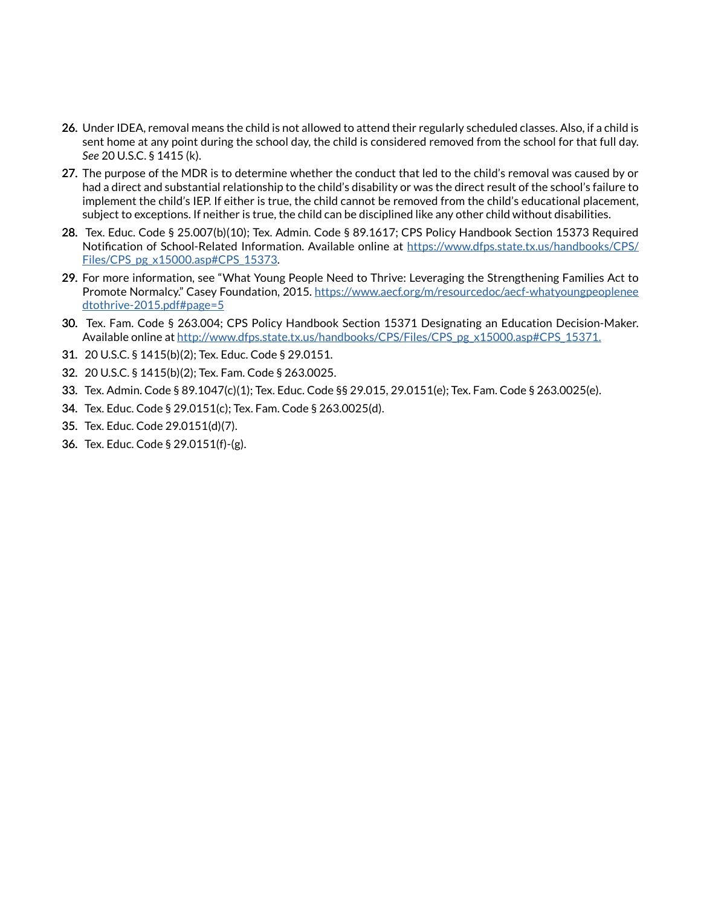26. Under IDEA, removal means the child is not allowed to attend their regularly scheduled classes. Also, if a child is sent home at any point during the school day, the child is considered removed from the school for that full day. *See* 20 U.S.C. § 1415 (k).
27. The purpose of the MDR is to determine whether the conduct that led to the child's removal was caused by or had a direct and substantial relationship to the child's disability or was the direct result of the school's failure to implement the child's IEP. If either is true, the child cannot be removed from the child's educational placement, subject to exceptions. If neither is true, the child can be disciplined like any other child without disabilities.
28. Tex. Educ. Code § 25.007(b)(10); Tex. Admin. Code § 89.1617; CPS Policy Handbook Section 15373 Required Notification of School-Related Information. Available online at [https://www.dfps.state.tx.us/handbooks/CPS/Files/CPS_pg_x15000.asp#CPS_15373](https://www.dfps.state.tx.us/handbooks/CPS/Files/CPS_pg_x15000.asp#CPS_15373).
29. For more information, see "What Young People Need to Thrive: Leveraging the Strengthening Families Act to Promote Normalcy." Casey Foundation, 2015. [https://www.aecf.org/m/resourcedoc/aecf-whatyoungpeopleneedtothrive-2015.pdf#page=5](https://www.aecf.org/m/resourcedoc/aecf-whatyoungpeopleneedtothrive-2015.pdf#page=5)
30. Tex. Fam. Code § 263.004; CPS Policy Handbook Section 15371 Designating an Education Decision-Maker. Available online at [http://www.dfps.state.tx.us/handbooks/CPS/Files/CPS_pg_x15000.asp#CPS_15371.](http://www.dfps.state.tx.us/handbooks/CPS/Files/CPS_pg_x15000.asp#CPS_15371)
31. 20 U.S.C. § 1415(b)(2); Tex. Educ. Code § 29.0151.
32. 20 U.S.C. § 1415(b)(2); Tex. Fam. Code § 263.0025.
33. Tex. Admin. Code § 89.1047(c)(1); Tex. Educ. Code §§ 29.015, 29.0151(e); Tex. Fam. Code § 263.0025(e).
34. Tex. Educ. Code § 29.0151(c); Tex. Fam. Code § 263.0025(d).
35. Tex. Educ. Code 29.0151(d)(7).
36. Tex. Educ. Code § 29.0151(f)-(g).